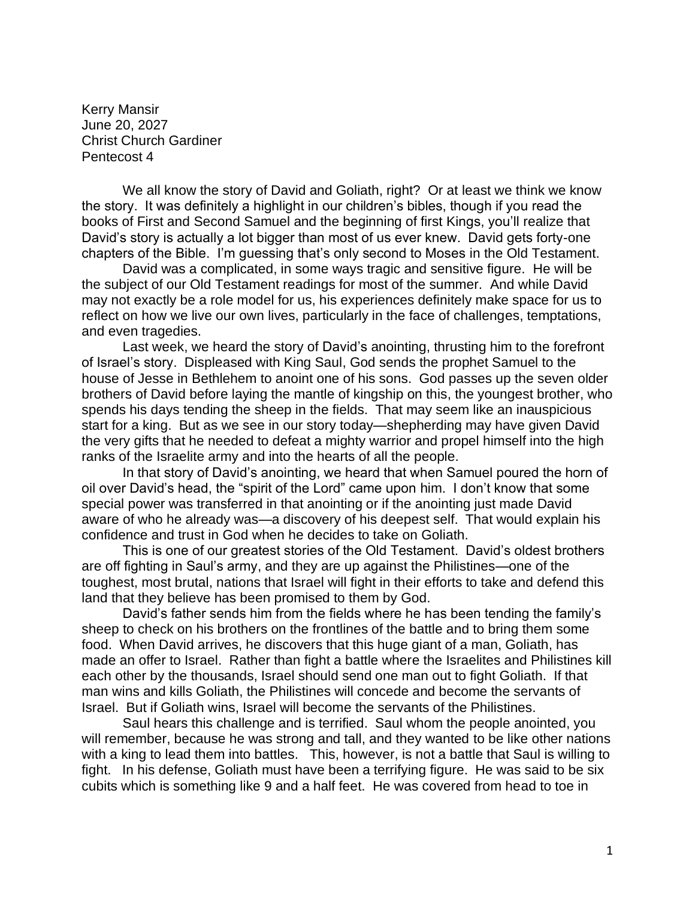Kerry Mansir
June 20, 2027
Christ Church Gardiner
Pentecost 4

We all know the story of David and Goliath, right? Or at least we think we know the story. It was definitely a highlight in our children's bibles, though if you read the books of First and Second Samuel and the beginning of first Kings, you'll realize that David's story is actually a lot bigger than most of us ever knew. David gets forty-one chapters of the Bible. I'm guessing that's only second to Moses in the Old Testament.

David was a complicated, in some ways tragic and sensitive figure. He will be the subject of our Old Testament readings for most of the summer. And while David may not exactly be a role model for us, his experiences definitely make space for us to reflect on how we live our own lives, particularly in the face of challenges, temptations, and even tragedies.

Last week, we heard the story of David's anointing, thrusting him to the forefront of Israel's story. Displeased with King Saul, God sends the prophet Samuel to the house of Jesse in Bethlehem to anoint one of his sons. God passes up the seven older brothers of David before laying the mantle of kingship on this, the youngest brother, who spends his days tending the sheep in the fields. That may seem like an inauspicious start for a king. But as we see in our story today—shepherding may have given David the very gifts that he needed to defeat a mighty warrior and propel himself into the high ranks of the Israelite army and into the hearts of all the people.

In that story of David's anointing, we heard that when Samuel poured the horn of oil over David's head, the "spirit of the Lord" came upon him. I don't know that some special power was transferred in that anointing or if the anointing just made David aware of who he already was—a discovery of his deepest self. That would explain his confidence and trust in God when he decides to take on Goliath.

This is one of our greatest stories of the Old Testament. David's oldest brothers are off fighting in Saul's army, and they are up against the Philistines—one of the toughest, most brutal, nations that Israel will fight in their efforts to take and defend this land that they believe has been promised to them by God.

David's father sends him from the fields where he has been tending the family's sheep to check on his brothers on the frontlines of the battle and to bring them some food. When David arrives, he discovers that this huge giant of a man, Goliath, has made an offer to Israel. Rather than fight a battle where the Israelites and Philistines kill each other by the thousands, Israel should send one man out to fight Goliath. If that man wins and kills Goliath, the Philistines will concede and become the servants of Israel. But if Goliath wins, Israel will become the servants of the Philistines.

Saul hears this challenge and is terrified. Saul whom the people anointed, you will remember, because he was strong and tall, and they wanted to be like other nations with a king to lead them into battles. This, however, is not a battle that Saul is willing to fight. In his defense, Goliath must have been a terrifying figure. He was said to be six cubits which is something like 9 and a half feet. He was covered from head to toe in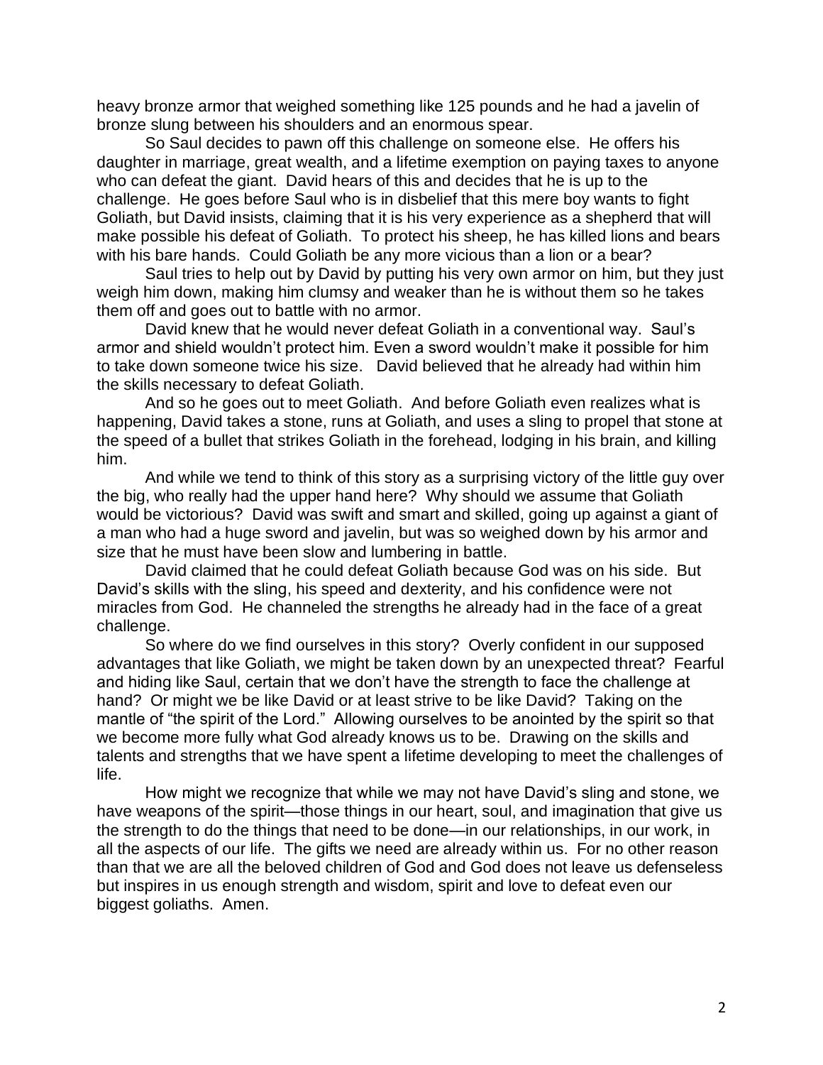heavy bronze armor that weighed something like 125 pounds and he had a javelin of bronze slung between his shoulders and an enormous spear.

So Saul decides to pawn off this challenge on someone else. He offers his daughter in marriage, great wealth, and a lifetime exemption on paying taxes to anyone who can defeat the giant. David hears of this and decides that he is up to the challenge. He goes before Saul who is in disbelief that this mere boy wants to fight Goliath, but David insists, claiming that it is his very experience as a shepherd that will make possible his defeat of Goliath. To protect his sheep, he has killed lions and bears with his bare hands. Could Goliath be any more vicious than a lion or a bear?

Saul tries to help out by David by putting his very own armor on him, but they just weigh him down, making him clumsy and weaker than he is without them so he takes them off and goes out to battle with no armor.

David knew that he would never defeat Goliath in a conventional way. Saul's armor and shield wouldn't protect him. Even a sword wouldn't make it possible for him to take down someone twice his size. David believed that he already had within him the skills necessary to defeat Goliath.

And so he goes out to meet Goliath. And before Goliath even realizes what is happening, David takes a stone, runs at Goliath, and uses a sling to propel that stone at the speed of a bullet that strikes Goliath in the forehead, lodging in his brain, and killing him.

And while we tend to think of this story as a surprising victory of the little guy over the big, who really had the upper hand here? Why should we assume that Goliath would be victorious? David was swift and smart and skilled, going up against a giant of a man who had a huge sword and javelin, but was so weighed down by his armor and size that he must have been slow and lumbering in battle.

David claimed that he could defeat Goliath because God was on his side. But David's skills with the sling, his speed and dexterity, and his confidence were not miracles from God. He channeled the strengths he already had in the face of a great challenge.

So where do we find ourselves in this story? Overly confident in our supposed advantages that like Goliath, we might be taken down by an unexpected threat? Fearful and hiding like Saul, certain that we don't have the strength to face the challenge at hand? Or might we be like David or at least strive to be like David? Taking on the mantle of "the spirit of the Lord." Allowing ourselves to be anointed by the spirit so that we become more fully what God already knows us to be. Drawing on the skills and talents and strengths that we have spent a lifetime developing to meet the challenges of life.

How might we recognize that while we may not have David's sling and stone, we have weapons of the spirit—those things in our heart, soul, and imagination that give us the strength to do the things that need to be done—in our relationships, in our work, in all the aspects of our life. The gifts we need are already within us. For no other reason than that we are all the beloved children of God and God does not leave us defenseless but inspires in us enough strength and wisdom, spirit and love to defeat even our biggest goliaths. Amen.